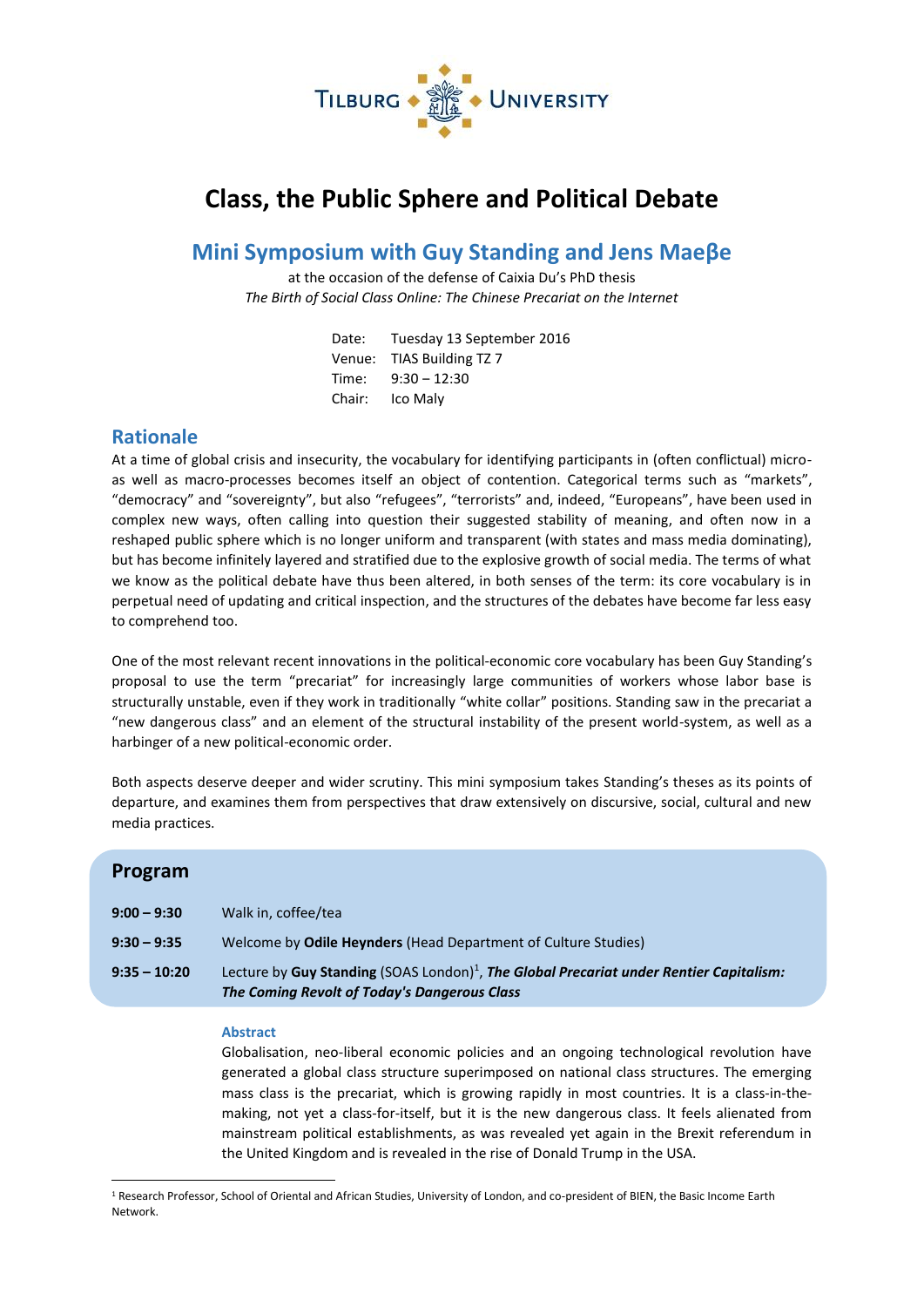TILBURG UNIVERSITY

# Class, the Public Sphere and Political Debate

## Mini Symposium with Guy Standing and Jens Maeβe

at the occasion of the defense of Caixia Du's PhD thesis
*The Birth of Social Class Online: The Chinese Precariat on the Internet*

Date: Tuesday 13 September 2016
Venue: TIAS Building TZ 7
Time: 9:30 – 12:30
Chair: Ico Maly

## Rationale

At a time of global crisis and insecurity, the vocabulary for identifying participants in (often conflictual) micro- as well as macro-processes becomes itself an object of contention. Categorical terms such as "markets", "democracy" and "sovereignty", but also "refugees", "terrorists" and, indeed, "Europeans", have been used in complex new ways, often calling into question their suggested stability of meaning, and often now in a reshaped public sphere which is no longer uniform and transparent (with states and mass media dominating), but has become infinitely layered and stratified due to the explosive growth of social media. The terms of what we know as the political debate have thus been altered, in both senses of the term: its core vocabulary is in perpetual need of updating and critical inspection, and the structures of the debates have become far less easy to comprehend too.

One of the most relevant recent innovations in the political-economic core vocabulary has been Guy Standing's proposal to use the term "precariat" for increasingly large communities of workers whose labor base is structurally unstable, even if they work in traditionally "white collar" positions. Standing saw in the precariat a "new dangerous class" and an element of the structural instability of the present world-system, as well as a harbinger of a new political-economic order.

Both aspects deserve deeper and wider scrutiny. This mini symposium takes Standing's theses as its points of departure, and examines them from perspectives that draw extensively on discursive, social, cultural and new media practices.

## Program

**9:00 – 9:30** Walk in, coffee/tea

**9:30 – 9:35** Welcome by **Odile Heynders** (Head Department of Culture Studies)

**9:35 – 10:20** Lecture by **Guy Standing** (SOAS London)[1], ***The Global Precariat under Rentier Capitalism: The Coming Revolt of Today's Dangerous Class***

### Abstract

Globalisation, neo-liberal economic policies and an ongoing technological revolution have generated a global class structure superimposed on national class structures. The emerging mass class is the precariat, which is growing rapidly in most countries. It is a class-in-the-making, not yet a class-for-itself, but it is the new dangerous class. It feels alienated from mainstream political establishments, as was revealed yet again in the Brexit referendum in the United Kingdom and is revealed in the rise of Donald Trump in the USA.

[1] Research Professor, School of Oriental and African Studies, University of London, and co-president of BIEN, the Basic Income Earth Network.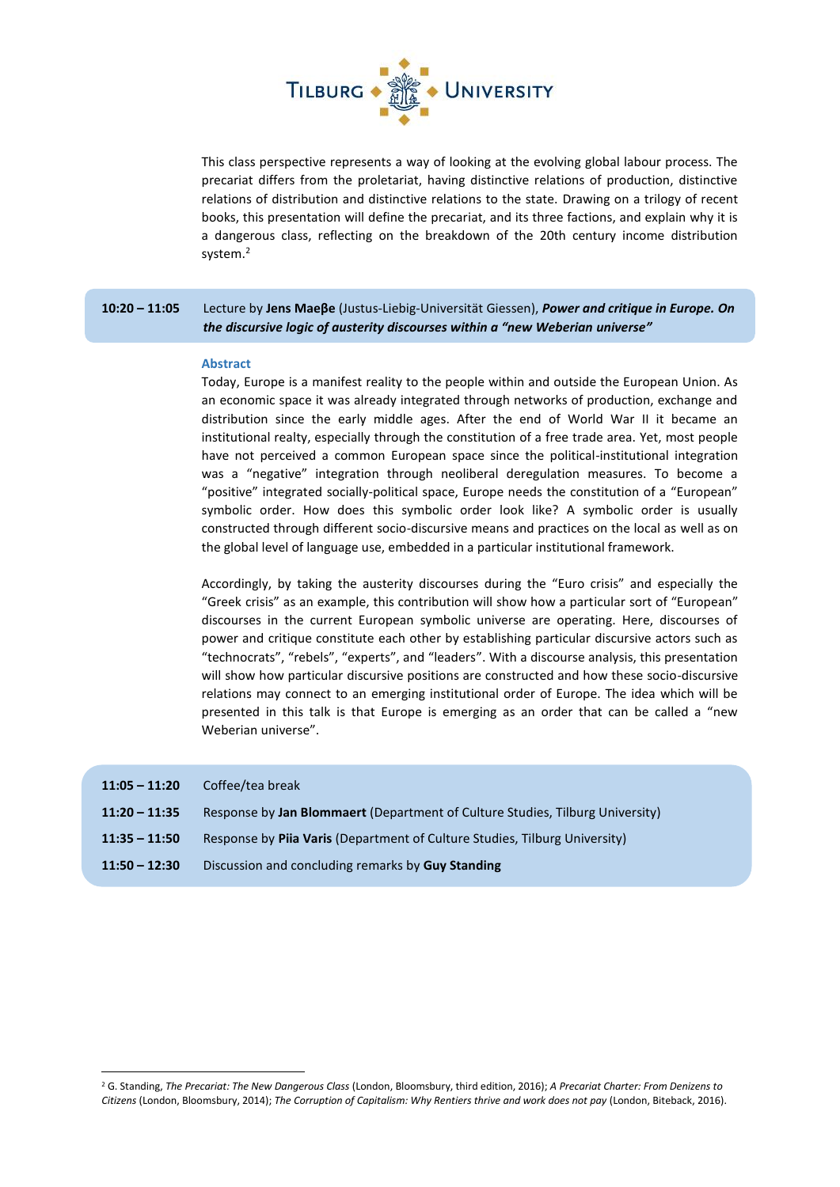This class perspective represents a way of looking at the evolving global labour process. The precariat differs from the proletariat, having distinctive relations of production, distinctive relations of distribution and distinctive relations to the state. Drawing on a trilogy of recent books, this presentation will define the precariat, and its three factions, and explain why it is a dangerous class, reflecting on the breakdown of the 20th century income distribution system.[2]

**10:20 – 11:05** Lecture by **Jens Maeβe** (Justus-Liebig-Universität Giessen), ***Power and critique in Europe. On the discursive logic of austerity discourses within a "new Weberian universe"***

**Abstract**

Today, Europe is a manifest reality to the people within and outside the European Union. As an economic space it was already integrated through networks of production, exchange and distribution since the early middle ages. After the end of World War II it became an institutional realty, especially through the constitution of a free trade area. Yet, most people have not perceived a common European space since the political-institutional integration was a "negative" integration through neoliberal deregulation measures. To become a "positive" integrated socially-political space, Europe needs the constitution of a "European" symbolic order. How does this symbolic order look like? A symbolic order is usually constructed through different socio-discursive means and practices on the local as well as on the global level of language use, embedded in a particular institutional framework.

Accordingly, by taking the austerity discourses during the "Euro crisis" and especially the "Greek crisis" as an example, this contribution will show how a particular sort of "European" discourses in the current European symbolic universe are operating. Here, discourses of power and critique constitute each other by establishing particular discursive actors such as "technocrats", "rebels", "experts", and "leaders". With a discourse analysis, this presentation will show how particular discursive positions are constructed and how these socio-discursive relations may connect to an emerging institutional order of Europe. The idea which will be presented in this talk is that Europe is emerging as an order that can be called a "new Weberian universe".

**11:05 – 11:20** Coffee/tea break

**11:20 – 11:35** Response by **Jan Blommaert** (Department of Culture Studies, Tilburg University)

**11:35 – 11:50** Response by **Piia Varis** (Department of Culture Studies, Tilburg University)

**11:50 – 12:30** Discussion and concluding remarks by **Guy Standing**

---

[2] G. Standing, *The Precariat: The New Dangerous Class* (London, Bloomsbury, third edition, 2016); *A Precariat Charter: From Denizens to Citizens* (London, Bloomsbury, 2014); *The Corruption of Capitalism: Why Rentiers thrive and work does not pay* (London, Biteback, 2016).